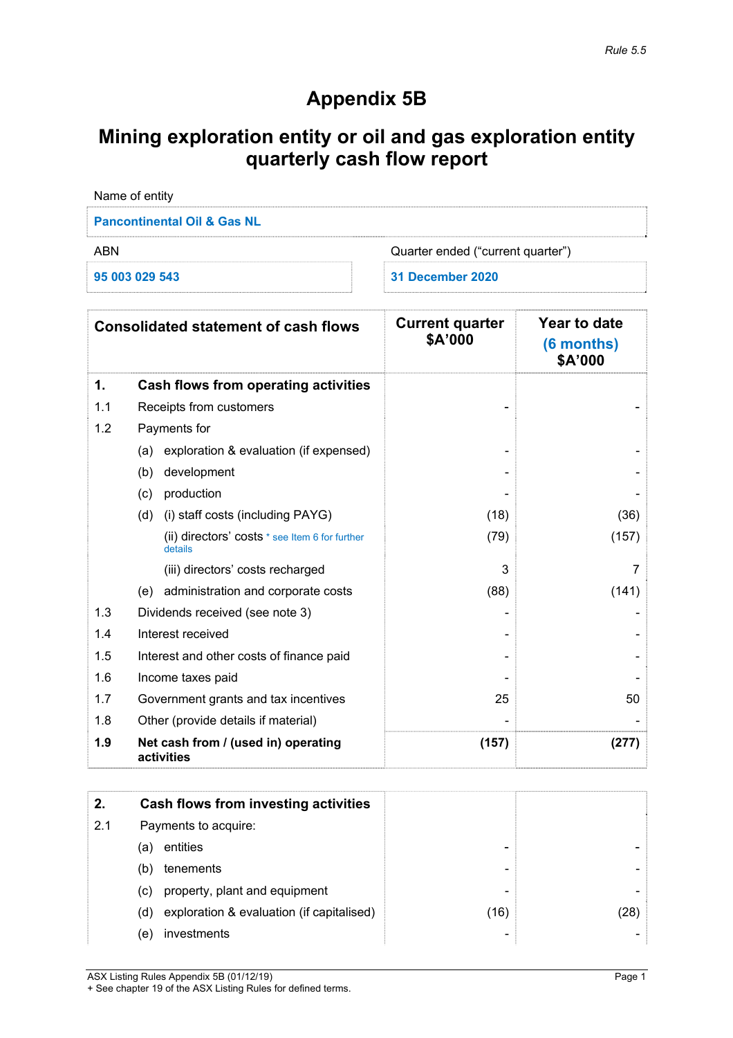Rule 5.5

# Appendix 5B

## Mining exploration entity or oil and gas exploration entity quarterly cash flow report

| Name of entity | |
|---|---|
| Pancontinental Oil & Gas NL | |
| **ABN** | **Quarter ended ("current quarter")** |
| 95 003 029 543 | 31 December 2020 |

| | Consolidated statement of cash flows | Current quarter $A'000 | Year to date (6 months) $A'000 |
|---|---|---|---|
| **1.** | **Cash flows from operating activities** | | |
| 1.1 | Receipts from customers | - | - |
| 1.2 | Payments for | | |
| | (a) exploration & evaluation (if expensed) | - | - |
| | (b) development | - | - |
| | (c) production | - | - |
| | (d) (i) staff costs (including PAYG) | (18) | (36) |
| | (ii) directors' costs * see Item 6 for further details | (79) | (157) |
| | (iii) directors' costs recharged | 3 | 7 |
| | (e) administration and corporate costs | (88) | (141) |
| 1.3 | Dividends received (see note 3) | - | - |
| 1.4 | Interest received | - | - |
| 1.5 | Interest and other costs of finance paid | - | - |
| 1.6 | Income taxes paid | - | - |
| 1.7 | Government grants and tax incentives | 25 | 50 |
| 1.8 | Other (provide details if material) | - | - |
| **1.9** | **Net cash from / (used in) operating activities** | **(157)** | **(277)** |

| | | | |
|---|---|---|---|
| **2.** | **Cash flows from investing activities** | | |
| 2.1 | Payments to acquire: | | |
| | (a) entities | - | - |
| | (b) tenements | - | - |
| | (c) property, plant and equipment | - | - |
| | (d) exploration & evaluation (if capitalised) | (16) | (28) |
| | (e) investments | - | - |

ASX Listing Rules Appendix 5B (01/12/19)
+ See chapter 19 of the ASX Listing Rules for defined terms.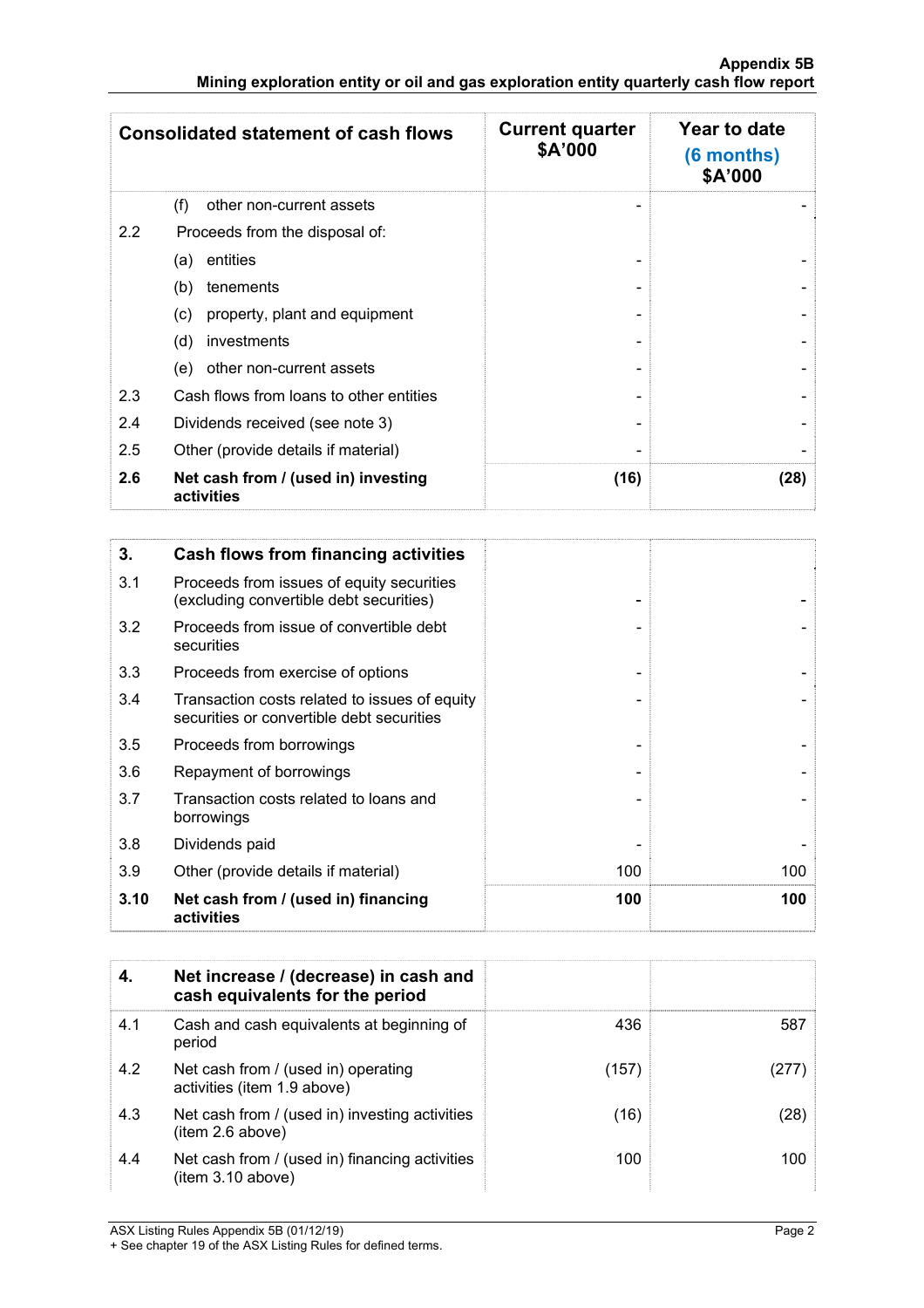| Consolidated statement of cash flows | Current quarter $A'000 | Year to date (6 months) $A'000 |
|---|---|---|
| (f) other non-current assets | - | - |
| 2.2 Proceeds from the disposal of: | | |
| (a) entities | - | - |
| (b) tenements | - | - |
| (c) property, plant and equipment | - | - |
| (d) investments | - | - |
| (e) other non-current assets | - | - |
| 2.3 Cash flows from loans to other entities | - | - |
| 2.4 Dividends received (see note 3) | - | - |
| 2.5 Other (provide details if material) | - | - |
| **2.6 Net cash from / (used in) investing activities** | **(16)** | **(28)** |

| **3. Cash flows from financing activities** | | |
|---|---|---|
| 3.1 Proceeds from issues of equity securities (excluding convertible debt securities) | - | - |
| 3.2 Proceeds from issue of convertible debt securities | - | - |
| 3.3 Proceeds from exercise of options | - | - |
| 3.4 Transaction costs related to issues of equity securities or convertible debt securities | - | - |
| 3.5 Proceeds from borrowings | - | - |
| 3.6 Repayment of borrowings | - | - |
| 3.7 Transaction costs related to loans and borrowings | - | - |
| 3.8 Dividends paid | - | - |
| 3.9 Other (provide details if material) | 100 | 100 |
| **3.10 Net cash from / (used in) financing activities** | **100** | **100** |

| **4. Net increase / (decrease) in cash and cash equivalents for the period** | | |
|---|---|---|
| 4.1 Cash and cash equivalents at beginning of period | 436 | 587 |
| 4.2 Net cash from / (used in) operating activities (item 1.9 above) | (157) | (277) |
| 4.3 Net cash from / (used in) investing activities (item 2.6 above) | (16) | (28) |
| 4.4 Net cash from / (used in) financing activities (item 3.10 above) | 100 | 100 |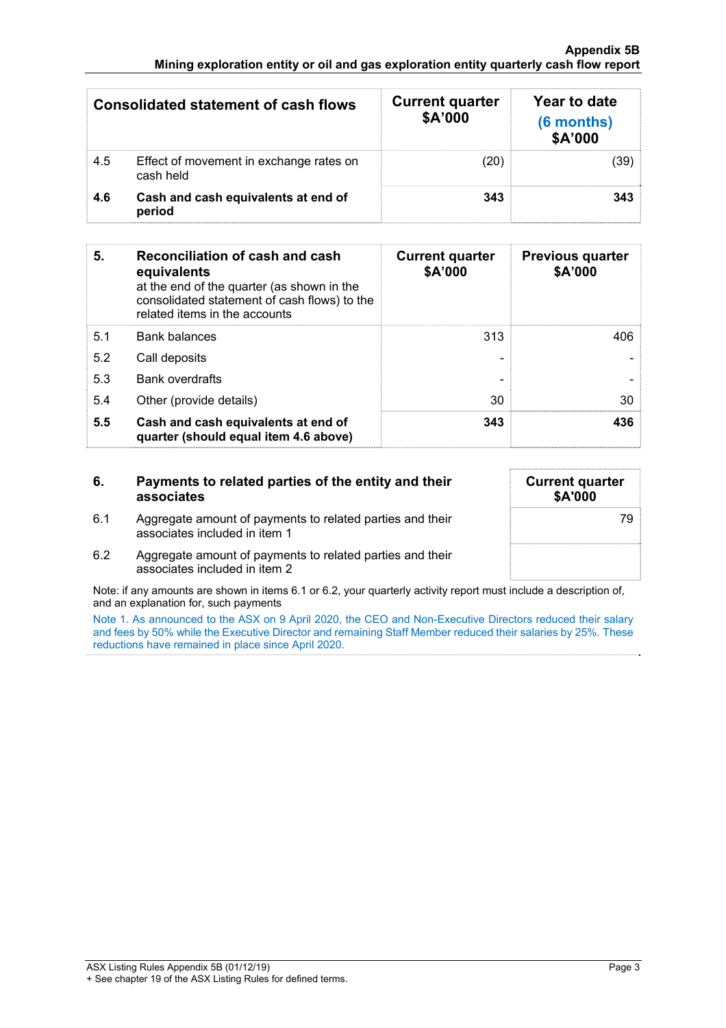| Consolidated statement of cash flows | | Current quarter $A'000 | Year to date (6 months) $A'000 |
|---|---|---|---|
| 4.5 | Effect of movement in exchange rates on cash held | (20) | (39) |
| **4.6** | **Cash and cash equivalents at end of period** | **343** | **343** |

| **5.** | **Reconciliation of cash and cash equivalents** at the end of the quarter (as shown in the consolidated statement of cash flows) to the related items in the accounts | **Current quarter $A'000** | **Previous quarter $A'000** |
|---|---|---|---|
| 5.1 | Bank balances | 313 | 406 |
| 5.2 | Call deposits | - | - |
| 5.3 | Bank overdrafts | - | - |
| 5.4 | Other (provide details) | 30 | 30 |
| **5.5** | **Cash and cash equivalents at end of quarter (should equal item 4.6 above)** | **343** | **436** |

| **6.** | **Payments to related parties of the entity and their associates** | **Current quarter $A'000** |
|---|---|---|
| 6.1 | Aggregate amount of payments to related parties and their associates included in item 1 | 79 |
| 6.2 | Aggregate amount of payments to related parties and their associates included in item 2 | |

Note: if any amounts are shown in items 6.1 or 6.2, your quarterly activity report must include a description of, and an explanation for, such payments

Note 1. As announced to the ASX on 9 April 2020, the CEO and Non-Executive Directors reduced their salary and fees by 50% while the Executive Director and remaining Staff Member reduced their salaries by 25%. These reductions have remained in place since April 2020.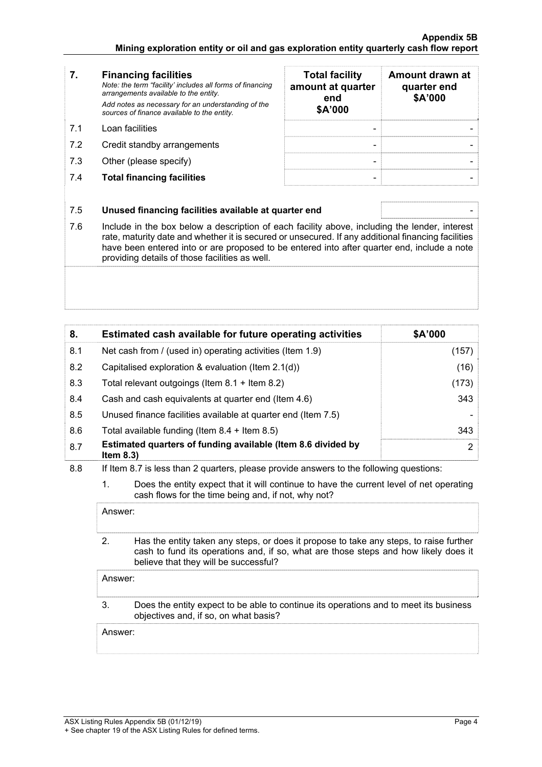| 7. | **Financing facilities**<br>*Note: the term "facility' includes all forms of financing arrangements available to the entity.*<br>*Add notes as necessary for an understanding of the sources of finance available to the entity.* | **Total facility amount at quarter end $A'000** | **Amount drawn at quarter end $A'000** |
|---|---|---|---|
| 7.1 | Loan facilities | - | - |
| 7.2 | Credit standby arrangements | - | - |
| 7.3 | Other (please specify) | - | - |
| 7.4 | **Total financing facilities** | - | - |

| | | |
|---|---|---|
| 7.5 | **Unused financing facilities available at quarter end** | - |

7.6 Include in the box below a description of each facility above, including the lender, interest rate, maturity date and whether it is secured or unsecured. If any additional financing facilities have been entered into or are proposed to be entered into after quarter end, include a note providing details of those facilities as well.

| 8. | **Estimated cash available for future operating activities** | **$A'000** |
|---|---|---|
| 8.1 | Net cash from / (used in) operating activities (Item 1.9) | (157) |
| 8.2 | Capitalised exploration & evaluation (Item 2.1(d)) | (16) |
| 8.3 | Total relevant outgoings (Item 8.1 + Item 8.2) | (173) |
| 8.4 | Cash and cash equivalents at quarter end (Item 4.6) | 343 |
| 8.5 | Unused finance facilities available at quarter end (Item 7.5) | - |
| 8.6 | Total available funding (Item 8.4 + Item 8.5) | 343 |
| 8.7 | **Estimated quarters of funding available (Item 8.6 divided by Item 8.3)** | 2 |

8.8 If Item 8.7 is less than 2 quarters, please provide answers to the following questions:

1. Does the entity expect that it will continue to have the current level of net operating cash flows for the time being and, if not, why not?

   Answer:

2. Has the entity taken any steps, or does it propose to take any steps, to raise further cash to fund its operations and, if so, what are those steps and how likely does it believe that they will be successful?

   Answer:

3. Does the entity expect to be able to continue its operations and to meet its business objectives and, if so, on what basis?

   Answer: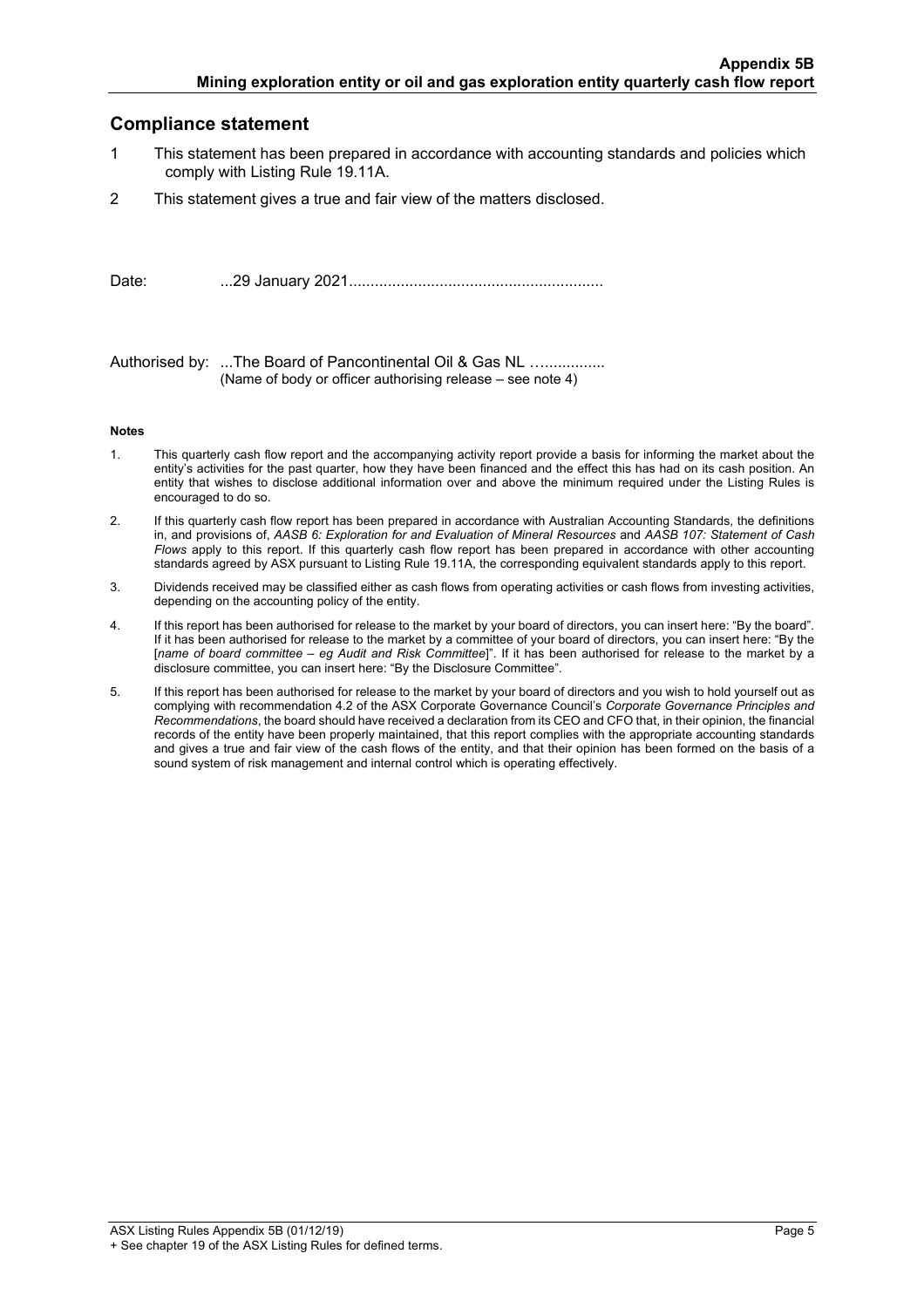## Compliance statement

1. This statement has been prepared in accordance with accounting standards and policies which comply with Listing Rule 19.11A.
2. This statement gives a true and fair view of the matters disclosed.

Date: ...29 January 2021..........................................................

Authorised by: ...The Board of Pancontinental Oil & Gas NL …..............
(Name of body or officer authorising release – see note 4)

**Notes**

1. This quarterly cash flow report and the accompanying activity report provide a basis for informing the market about the entity's activities for the past quarter, how they have been financed and the effect this has had on its cash position. An entity that wishes to disclose additional information over and above the minimum required under the Listing Rules is encouraged to do so.
2. If this quarterly cash flow report has been prepared in accordance with Australian Accounting Standards, the definitions in, and provisions of, *AASB 6: Exploration for and Evaluation of Mineral Resources* and *AASB 107: Statement of Cash Flows* apply to this report. If this quarterly cash flow report has been prepared in accordance with other accounting standards agreed by ASX pursuant to Listing Rule 19.11A, the corresponding equivalent standards apply to this report.
3. Dividends received may be classified either as cash flows from operating activities or cash flows from investing activities, depending on the accounting policy of the entity.
4. If this report has been authorised for release to the market by your board of directors, you can insert here: "By the board". If it has been authorised for release to the market by a committee of your board of directors, you can insert here: "By the [*name of board committee – eg Audit and Risk Committee*]". If it has been authorised for release to the market by a disclosure committee, you can insert here: "By the Disclosure Committee".
5. If this report has been authorised for release to the market by your board of directors and you wish to hold yourself out as complying with recommendation 4.2 of the ASX Corporate Governance Council's *Corporate Governance Principles and Recommendations*, the board should have received a declaration from its CEO and CFO that, in their opinion, the financial records of the entity have been properly maintained, that this report complies with the appropriate accounting standards and gives a true and fair view of the cash flows of the entity, and that their opinion has been formed on the basis of a sound system of risk management and internal control which is operating effectively.